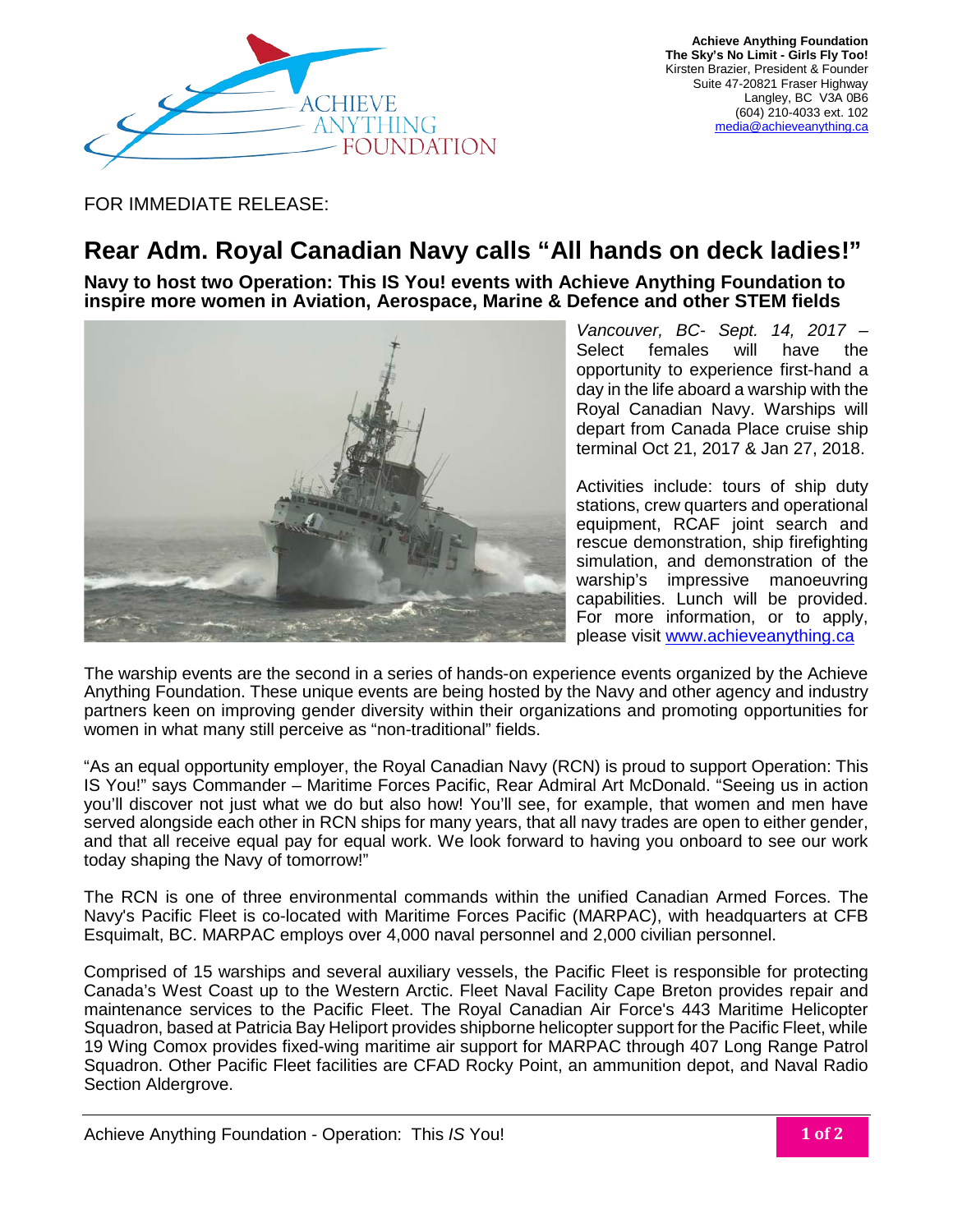Achieve Anything Foundation
**The Sky's No Limit - Girls Fly Too!**
Kirsten Brazier, President & Founder
Suite 47-20821 Fraser Highway
Langley, BC V3A 0B6
(604) 210-4033 ext. 102
media@achieveanything.ca

FOR IMMEDIATE RELEASE:

# Rear Adm. Royal Canadian Navy calls "All hands on deck ladies!"

**Navy to host two Operation: This IS You! events with Achieve Anything Foundation to inspire more women in Aviation, Aerospace, Marine & Defence and other STEM fields**

*Vancouver, BC- Sept. 14, 2017* – Select females will have the opportunity to experience first-hand a day in the life aboard a warship with the Royal Canadian Navy. Warships will depart from Canada Place cruise ship terminal Oct 21, 2017 & Jan 27, 2018.

Activities include: tours of ship duty stations, crew quarters and operational equipment, RCAF joint search and rescue demonstration, ship firefighting simulation, and demonstration of the warship's impressive manoeuvring capabilities. Lunch will be provided. For more information, or to apply, please visit www.achieveanything.ca

The warship events are the second in a series of hands-on experience events organized by the Achieve Anything Foundation. These unique events are being hosted by the Navy and other agency and industry partners keen on improving gender diversity within their organizations and promoting opportunities for women in what many still perceive as "non-traditional" fields.

"As an equal opportunity employer, the Royal Canadian Navy (RCN) is proud to support Operation: This IS You!" says Commander – Maritime Forces Pacific, Rear Admiral Art McDonald. "Seeing us in action you'll discover not just what we do but also how! You'll see, for example, that women and men have served alongside each other in RCN ships for many years, that all navy trades are open to either gender, and that all receive equal pay for equal work. We look forward to having you onboard to see our work today shaping the Navy of tomorrow!"

The RCN is one of three environmental commands within the unified Canadian Armed Forces. The Navy's Pacific Fleet is co-located with Maritime Forces Pacific (MARPAC), with headquarters at CFB Esquimalt, BC. MARPAC employs over 4,000 naval personnel and 2,000 civilian personnel.

Comprised of 15 warships and several auxiliary vessels, the Pacific Fleet is responsible for protecting Canada's West Coast up to the Western Arctic. Fleet Naval Facility Cape Breton provides repair and maintenance services to the Pacific Fleet. The Royal Canadian Air Force's 443 Maritime Helicopter Squadron, based at Patricia Bay Heliport provides shipborne helicopter support for the Pacific Fleet, while 19 Wing Comox provides fixed-wing maritime air support for MARPAC through 407 Long Range Patrol Squadron. Other Pacific Fleet facilities are CFAD Rocky Point, an ammunition depot, and Naval Radio Section Aldergrove.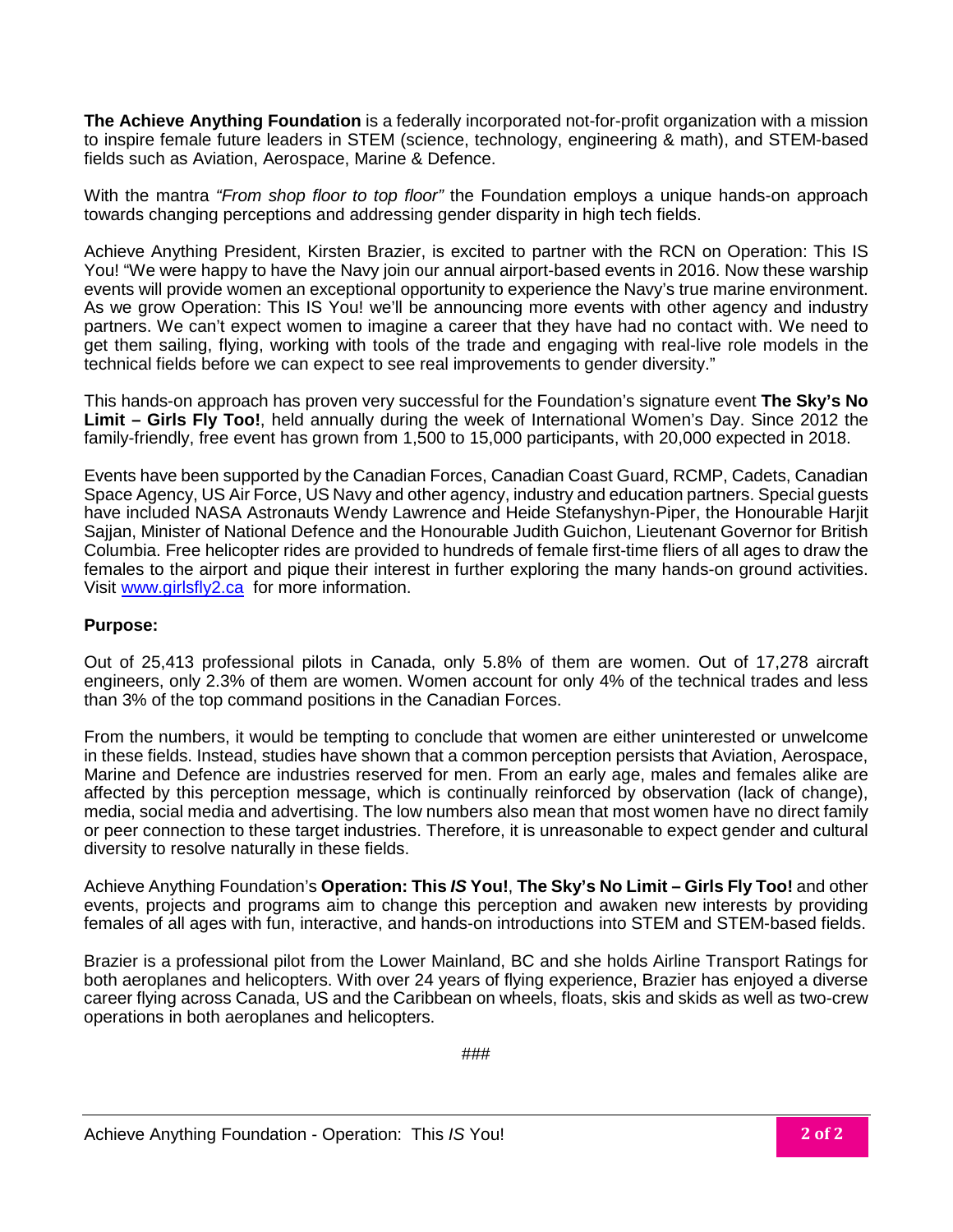**The Achieve Anything Foundation** is a federally incorporated not-for-profit organization with a mission to inspire female future leaders in STEM (science, technology, engineering & math), and STEM-based fields such as Aviation, Aerospace, Marine & Defence.

With the mantra *"From shop floor to top floor"* the Foundation employs a unique hands-on approach towards changing perceptions and addressing gender disparity in high tech fields.

Achieve Anything President, Kirsten Brazier, is excited to partner with the RCN on Operation: This IS You! "We were happy to have the Navy join our annual airport-based events in 2016. Now these warship events will provide women an exceptional opportunity to experience the Navy's true marine environment. As we grow Operation: This IS You! we'll be announcing more events with other agency and industry partners. We can't expect women to imagine a career that they have had no contact with. We need to get them sailing, flying, working with tools of the trade and engaging with real-live role models in the technical fields before we can expect to see real improvements to gender diversity."

This hands-on approach has proven very successful for the Foundation's signature event **The Sky's No Limit – Girls Fly Too!**, held annually during the week of International Women's Day. Since 2012 the family-friendly, free event has grown from 1,500 to 15,000 participants, with 20,000 expected in 2018.

Events have been supported by the Canadian Forces, Canadian Coast Guard, RCMP, Cadets, Canadian Space Agency, US Air Force, US Navy and other agency, industry and education partners. Special guests have included NASA Astronauts Wendy Lawrence and Heide Stefanyshyn-Piper, the Honourable Harjit Sajjan, Minister of National Defence and the Honourable Judith Guichon, Lieutenant Governor for British Columbia. Free helicopter rides are provided to hundreds of female first-time fliers of all ages to draw the females to the airport and pique their interest in further exploring the many hands-on ground activities. Visit [www.girlsfly2.ca](http://www.girlsfly2.ca) for more information.

**Purpose:**

Out of 25,413 professional pilots in Canada, only 5.8% of them are women. Out of 17,278 aircraft engineers, only 2.3% of them are women. Women account for only 4% of the technical trades and less than 3% of the top command positions in the Canadian Forces.

From the numbers, it would be tempting to conclude that women are either uninterested or unwelcome in these fields. Instead, studies have shown that a common perception persists that Aviation, Aerospace, Marine and Defence are industries reserved for men. From an early age, males and females alike are affected by this perception message, which is continually reinforced by observation (lack of change), media, social media and advertising. The low numbers also mean that most women have no direct family or peer connection to these target industries. Therefore, it is unreasonable to expect gender and cultural diversity to resolve naturally in these fields.

Achieve Anything Foundation's **Operation: This *IS* You!**, **The Sky's No Limit – Girls Fly Too!** and other events, projects and programs aim to change this perception and awaken new interests by providing females of all ages with fun, interactive, and hands-on introductions into STEM and STEM-based fields.

Brazier is a professional pilot from the Lower Mainland, BC and she holds Airline Transport Ratings for both aeroplanes and helicopters. With over 24 years of flying experience, Brazier has enjoyed a diverse career flying across Canada, US and the Caribbean on wheels, floats, skis and skids as well as two-crew operations in both aeroplanes and helicopters.

###